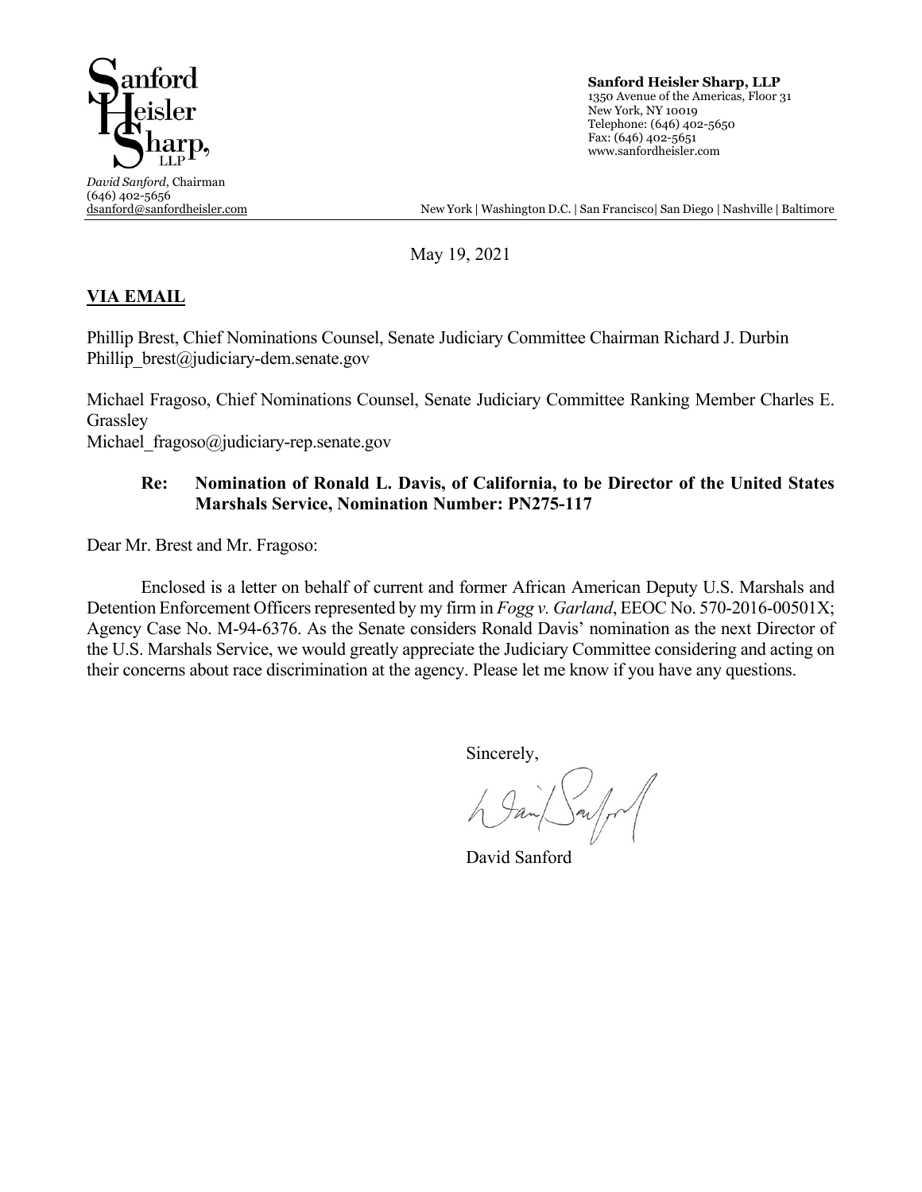**Sanford Heisler Sharp, LLP**
1350 Avenue of the Americas, Floor 31
New York, NY 10019
Telephone: (646) 402-5650
Fax: (646) 402-5651
www.sanfordheisler.com

*David Sanford*, Chairman
(646) 402-5656
dsanford@sanfordheisler.com

New York | Washington D.C. | San Francisco| San Diego | Nashville | Baltimore

May 19, 2021

**VIA EMAIL**

Phillip Brest, Chief Nominations Counsel, Senate Judiciary Committee Chairman Richard J. Durbin
Phillip_brest@judiciary-dem.senate.gov

Michael Fragoso, Chief Nominations Counsel, Senate Judiciary Committee Ranking Member Charles E. Grassley
Michael_fragoso@judiciary-rep.senate.gov

**Re: Nomination of Ronald L. Davis, of California, to be Director of the United States Marshals Service, Nomination Number: PN275-117**

Dear Mr. Brest and Mr. Fragoso:

Enclosed is a letter on behalf of current and former African American Deputy U.S. Marshals and Detention Enforcement Officers represented by my firm in *Fogg v. Garland*, EEOC No. 570-2016-00501X; Agency Case No. M-94-6376. As the Senate considers Ronald Davis' nomination as the next Director of the U.S. Marshals Service, we would greatly appreciate the Judiciary Committee considering and acting on their concerns about race discrimination at the agency. Please let me know if you have any questions.

Sincerely,

David Sanford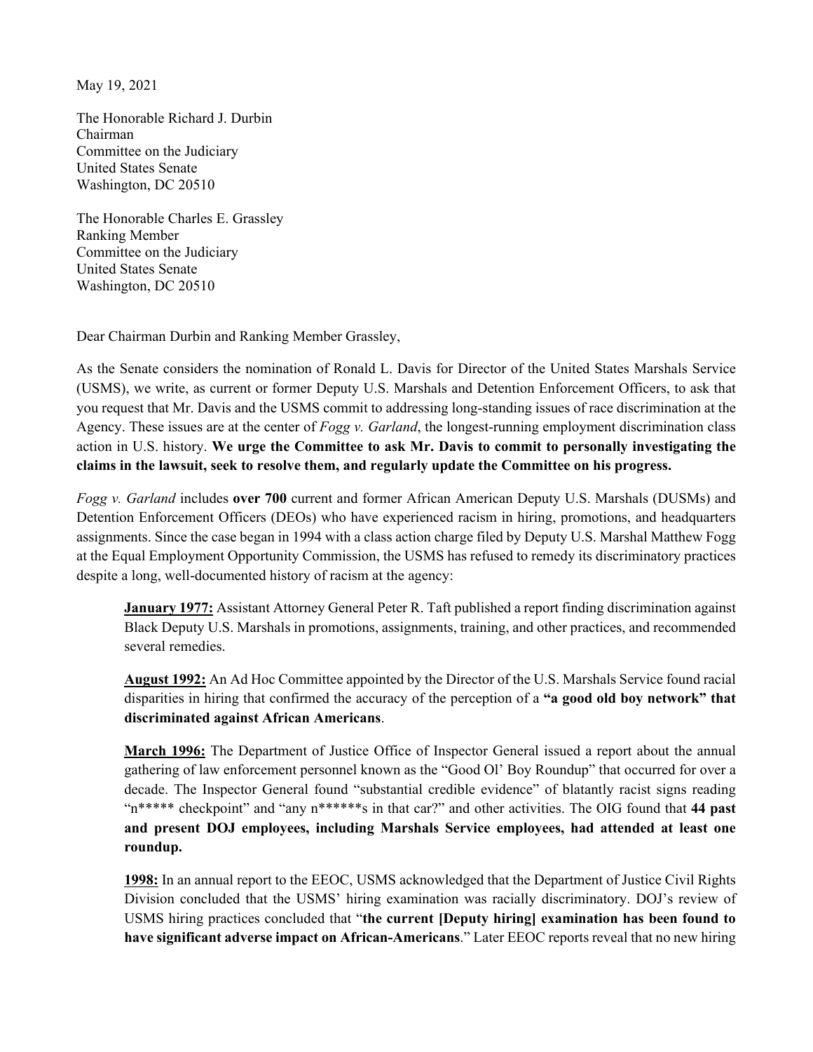May 19, 2021

The Honorable Richard J. Durbin
Chairman
Committee on the Judiciary
United States Senate
Washington, DC 20510

The Honorable Charles E. Grassley
Ranking Member
Committee on the Judiciary
United States Senate
Washington, DC 20510

Dear Chairman Durbin and Ranking Member Grassley,

As the Senate considers the nomination of Ronald L. Davis for Director of the United States Marshals Service (USMS), we write, as current or former Deputy U.S. Marshals and Detention Enforcement Officers, to ask that you request that Mr. Davis and the USMS commit to addressing long-standing issues of race discrimination at the Agency. These issues are at the center of *Fogg v. Garland*, the longest-running employment discrimination class action in U.S. history. **We urge the Committee to ask Mr. Davis to commit to personally investigating the claims in the lawsuit, seek to resolve them, and regularly update the Committee on his progress.**

*Fogg v. Garland* includes **over 700** current and former African American Deputy U.S. Marshals (DUSMs) and Detention Enforcement Officers (DEOs) who have experienced racism in hiring, promotions, and headquarters assignments. Since the case began in 1994 with a class action charge filed by Deputy U.S. Marshal Matthew Fogg at the Equal Employment Opportunity Commission, the USMS has refused to remedy its discriminatory practices despite a long, well-documented history of racism at the agency:

> **January 1977:** Assistant Attorney General Peter R. Taft published a report finding discrimination against Black Deputy U.S. Marshals in promotions, assignments, training, and other practices, and recommended several remedies.
>
> **August 1992:** An Ad Hoc Committee appointed by the Director of the U.S. Marshals Service found racial disparities in hiring that confirmed the accuracy of the perception of a **"a good old boy network" that discriminated against African Americans**.
>
> **March 1996:** The Department of Justice Office of Inspector General issued a report about the annual gathering of law enforcement personnel known as the "Good Ol' Boy Roundup" that occurred for over a decade. The Inspector General found "substantial credible evidence" of blatantly racist signs reading "n***** checkpoint" and "any n******s in that car?" and other activities. The OIG found that **44 past and present DOJ employees, including Marshals Service employees, had attended at least one roundup.**
>
> **1998:** In an annual report to the EEOC, USMS acknowledged that the Department of Justice Civil Rights Division concluded that the USMS' hiring examination was racially discriminatory. DOJ's review of USMS hiring practices concluded that "**the current [Deputy hiring] examination has been found to have significant adverse impact on African-Americans**." Later EEOC reports reveal that no new hiring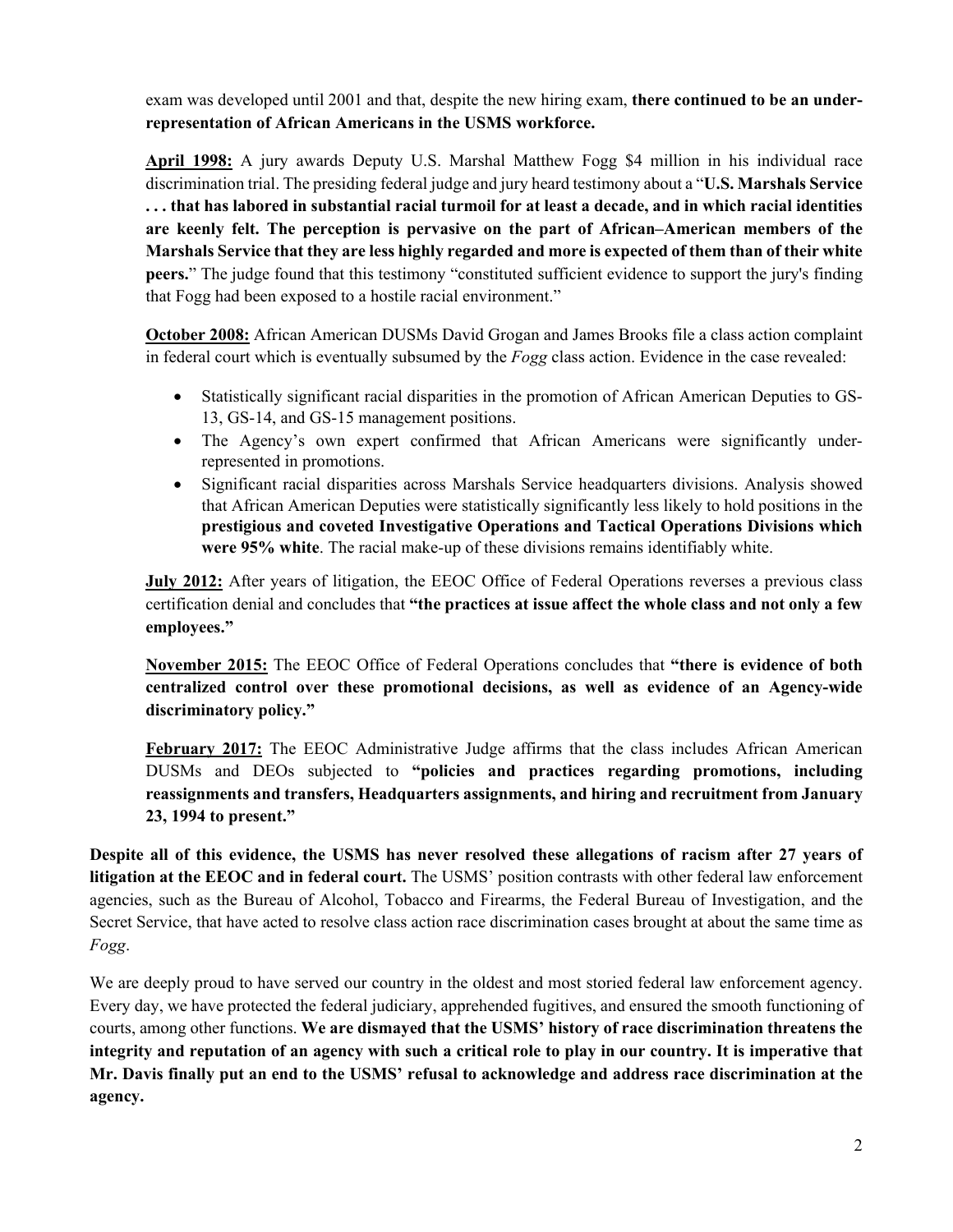exam was developed until 2001 and that, despite the new hiring exam, **there continued to be an under-representation of African Americans in the USMS workforce.**

**April 1998:** A jury awards Deputy U.S. Marshal Matthew Fogg $4 million in his individual race discrimination trial. The presiding federal judge and jury heard testimony about a "**U.S. Marshals Service . . . that has labored in substantial racial turmoil for at least a decade, and in which racial identities are keenly felt. The perception is pervasive on the part of African–American members of the Marshals Service that they are less highly regarded and more is expected of them than of their white peers.**" The judge found that this testimony "constituted sufficient evidence to support the jury's finding that Fogg had been exposed to a hostile racial environment."

**October 2008:** African American DUSMs David Grogan and James Brooks file a class action complaint in federal court which is eventually subsumed by the *Fogg* class action. Evidence in the case revealed:

- Statistically significant racial disparities in the promotion of African American Deputies to GS-13, GS-14, and GS-15 management positions.
- The Agency's own expert confirmed that African Americans were significantly under-represented in promotions.
- Significant racial disparities across Marshals Service headquarters divisions. Analysis showed that African American Deputies were statistically significantly less likely to hold positions in the **prestigious and coveted Investigative Operations and Tactical Operations Divisions which were 95% white**. The racial make-up of these divisions remains identifiably white.

**July 2012:** After years of litigation, the EEOC Office of Federal Operations reverses a previous class certification denial and concludes that **"the practices at issue affect the whole class and not only a few employees."**

**November 2015:** The EEOC Office of Federal Operations concludes that **"there is evidence of both centralized control over these promotional decisions, as well as evidence of an Agency-wide discriminatory policy."**

**February 2017:** The EEOC Administrative Judge affirms that the class includes African American DUSMs and DEOs subjected to **"policies and practices regarding promotions, including reassignments and transfers, Headquarters assignments, and hiring and recruitment from January 23, 1994 to present."**

**Despite all of this evidence, the USMS has never resolved these allegations of racism after 27 years of litigation at the EEOC and in federal court.** The USMS' position contrasts with other federal law enforcement agencies, such as the Bureau of Alcohol, Tobacco and Firearms, the Federal Bureau of Investigation, and the Secret Service, that have acted to resolve class action race discrimination cases brought at about the same time as *Fogg*.

We are deeply proud to have served our country in the oldest and most storied federal law enforcement agency. Every day, we have protected the federal judiciary, apprehended fugitives, and ensured the smooth functioning of courts, among other functions. **We are dismayed that the USMS' history of race discrimination threatens the integrity and reputation of an agency with such a critical role to play in our country. It is imperative that Mr. Davis finally put an end to the USMS' refusal to acknowledge and address race discrimination at the agency.**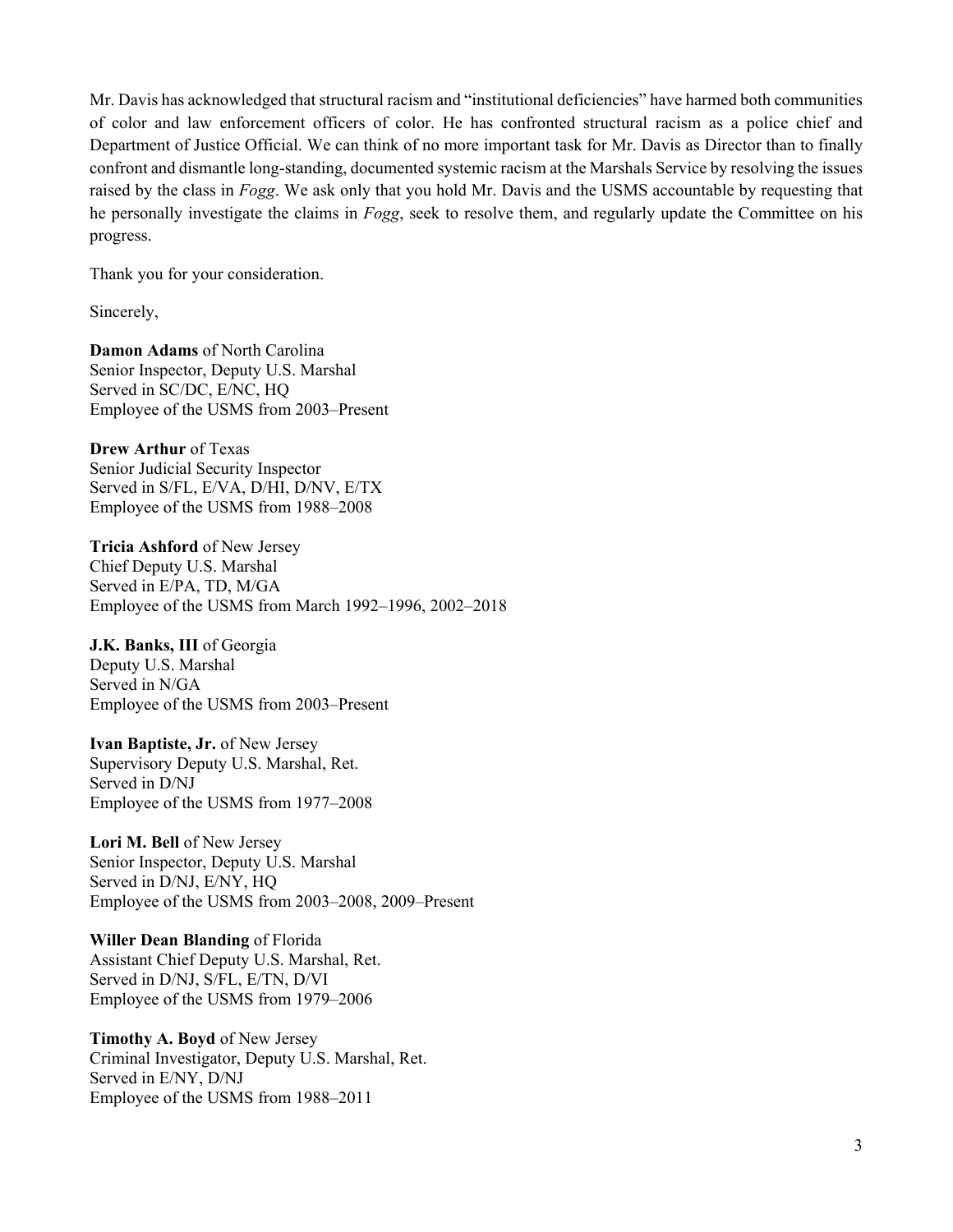Mr. Davis has acknowledged that structural racism and "institutional deficiencies" have harmed both communities of color and law enforcement officers of color. He has confronted structural racism as a police chief and Department of Justice Official. We can think of no more important task for Mr. Davis as Director than to finally confront and dismantle long-standing, documented systemic racism at the Marshals Service by resolving the issues raised by the class in *Fogg*. We ask only that you hold Mr. Davis and the USMS accountable by requesting that he personally investigate the claims in *Fogg*, seek to resolve them, and regularly update the Committee on his progress.

Thank you for your consideration.

Sincerely,

**Damon Adams** of North Carolina
Senior Inspector, Deputy U.S. Marshal
Served in SC/DC, E/NC, HQ
Employee of the USMS from 2003–Present

**Drew Arthur** of Texas
Senior Judicial Security Inspector
Served in S/FL, E/VA, D/HI, D/NV, E/TX
Employee of the USMS from 1988–2008

**Tricia Ashford** of New Jersey
Chief Deputy U.S. Marshal
Served in E/PA, TD, M/GA
Employee of the USMS from March 1992–1996, 2002–2018

**J.K. Banks, III** of Georgia
Deputy U.S. Marshal
Served in N/GA
Employee of the USMS from 2003–Present

**Ivan Baptiste, Jr.** of New Jersey
Supervisory Deputy U.S. Marshal, Ret.
Served in D/NJ
Employee of the USMS from 1977–2008

**Lori M. Bell** of New Jersey
Senior Inspector, Deputy U.S. Marshal
Served in D/NJ, E/NY, HQ
Employee of the USMS from 2003–2008, 2009–Present

**Willer Dean Blanding** of Florida
Assistant Chief Deputy U.S. Marshal, Ret.
Served in D/NJ, S/FL, E/TN, D/VI
Employee of the USMS from 1979–2006

**Timothy A. Boyd** of New Jersey
Criminal Investigator, Deputy U.S. Marshal, Ret.
Served in E/NY, D/NJ
Employee of the USMS from 1988–2011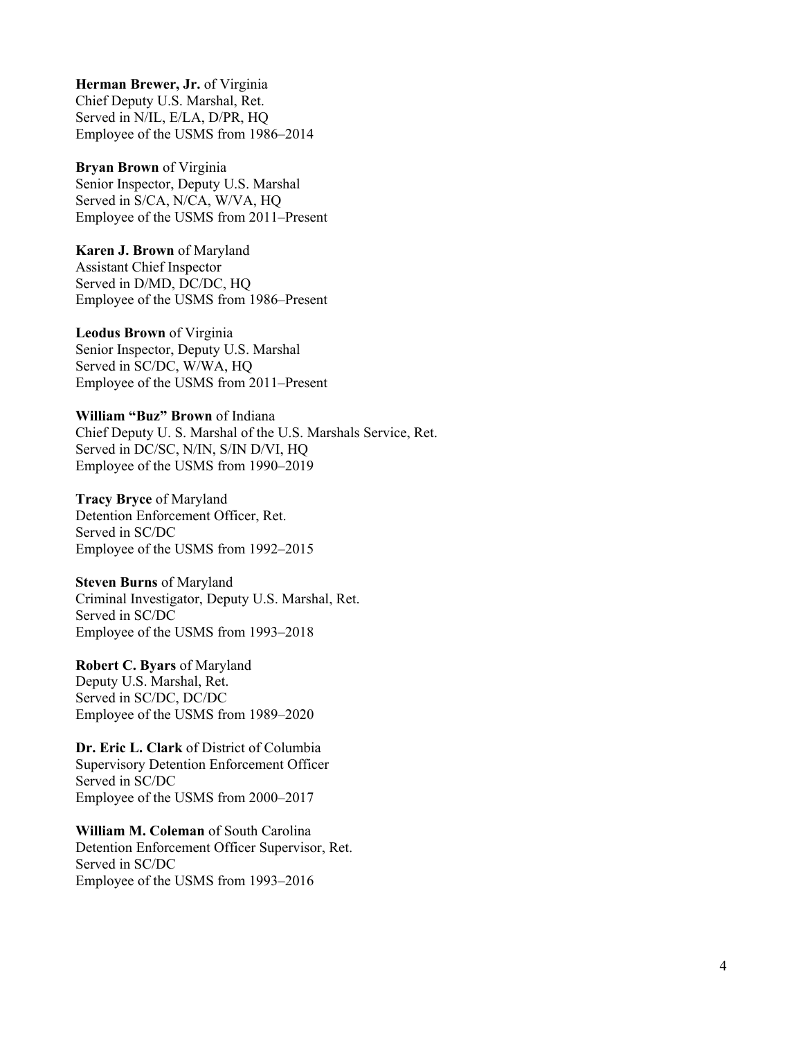**Herman Brewer, Jr.** of Virginia
Chief Deputy U.S. Marshal, Ret.
Served in N/IL, E/LA, D/PR, HQ
Employee of the USMS from 1986–2014

**Bryan Brown** of Virginia
Senior Inspector, Deputy U.S. Marshal
Served in S/CA, N/CA, W/VA, HQ
Employee of the USMS from 2011–Present

**Karen J. Brown** of Maryland
Assistant Chief Inspector
Served in D/MD, DC/DC, HQ
Employee of the USMS from 1986–Present

**Leodus Brown** of Virginia
Senior Inspector, Deputy U.S. Marshal
Served in SC/DC, W/WA, HQ
Employee of the USMS from 2011–Present

**William "Buz" Brown** of Indiana
Chief Deputy U. S. Marshal of the U.S. Marshals Service, Ret.
Served in DC/SC, N/IN, S/IN D/VI, HQ
Employee of the USMS from 1990–2019

**Tracy Bryce** of Maryland
Detention Enforcement Officer, Ret.
Served in SC/DC
Employee of the USMS from 1992–2015

**Steven Burns** of Maryland
Criminal Investigator, Deputy U.S. Marshal, Ret.
Served in SC/DC
Employee of the USMS from 1993–2018

**Robert C. Byars** of Maryland
Deputy U.S. Marshal, Ret.
Served in SC/DC, DC/DC
Employee of the USMS from 1989–2020

**Dr. Eric L. Clark** of District of Columbia
Supervisory Detention Enforcement Officer
Served in SC/DC
Employee of the USMS from 2000–2017

**William M. Coleman** of South Carolina
Detention Enforcement Officer Supervisor, Ret.
Served in SC/DC
Employee of the USMS from 1993–2016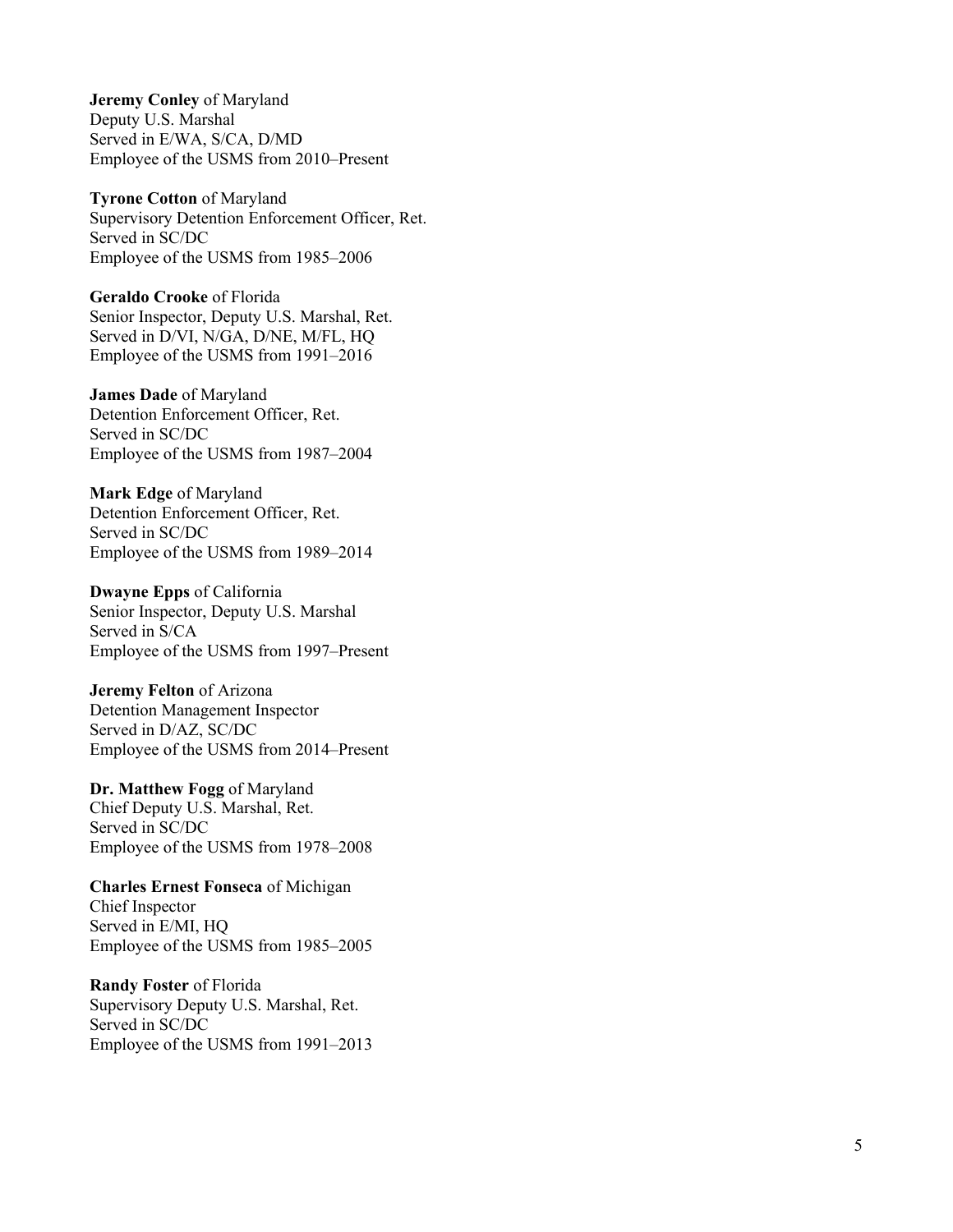**Jeremy Conley** of Maryland
Deputy U.S. Marshal
Served in E/WA, S/CA, D/MD
Employee of the USMS from 2010–Present

**Tyrone Cotton** of Maryland
Supervisory Detention Enforcement Officer, Ret.
Served in SC/DC
Employee of the USMS from 1985–2006

**Geraldo Crooke** of Florida
Senior Inspector, Deputy U.S. Marshal, Ret.
Served in D/VI, N/GA, D/NE, M/FL, HQ
Employee of the USMS from 1991–2016

**James Dade** of Maryland
Detention Enforcement Officer, Ret.
Served in SC/DC
Employee of the USMS from 1987–2004

**Mark Edge** of Maryland
Detention Enforcement Officer, Ret.
Served in SC/DC
Employee of the USMS from 1989–2014

**Dwayne Epps** of California
Senior Inspector, Deputy U.S. Marshal
Served in S/CA
Employee of the USMS from 1997–Present

**Jeremy Felton** of Arizona
Detention Management Inspector
Served in D/AZ, SC/DC
Employee of the USMS from 2014–Present

**Dr. Matthew Fogg** of Maryland
Chief Deputy U.S. Marshal, Ret.
Served in SC/DC
Employee of the USMS from 1978–2008

**Charles Ernest Fonseca** of Michigan
Chief Inspector
Served in E/MI, HQ
Employee of the USMS from 1985–2005

**Randy Foster** of Florida
Supervisory Deputy U.S. Marshal, Ret.
Served in SC/DC
Employee of the USMS from 1991–2013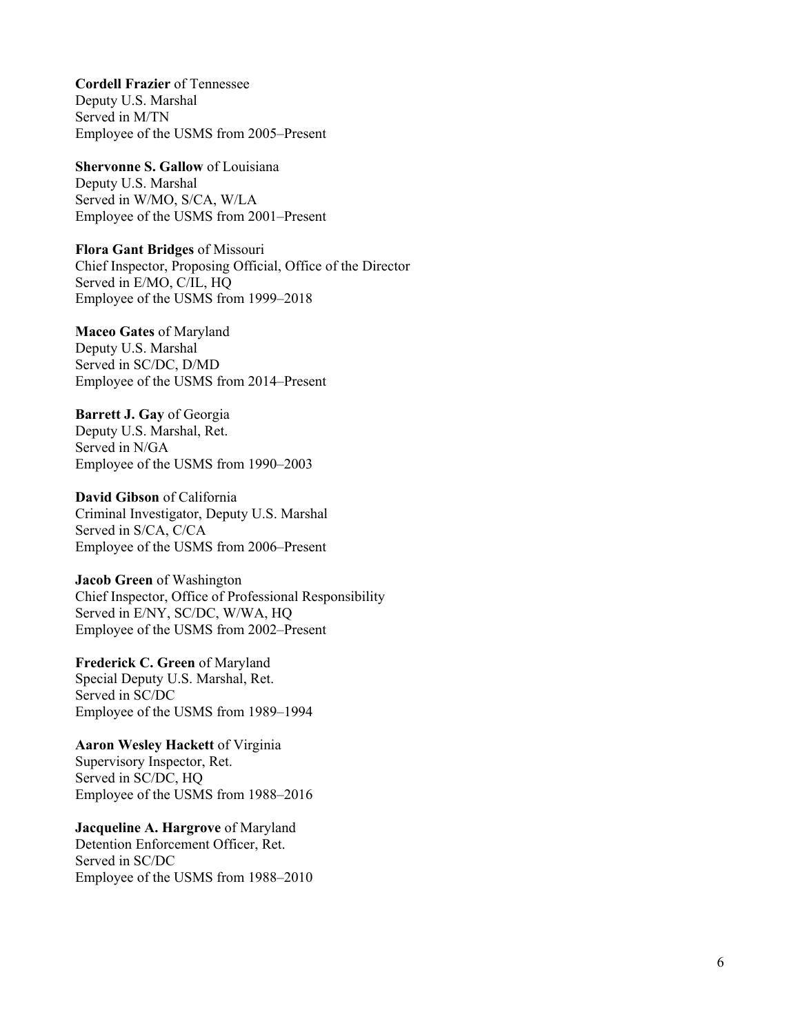**Cordell Frazier** of Tennessee
Deputy U.S. Marshal
Served in M/TN
Employee of the USMS from 2005–Present

**Shervonne S. Gallow** of Louisiana
Deputy U.S. Marshal
Served in W/MO, S/CA, W/LA
Employee of the USMS from 2001–Present

**Flora Gant Bridges** of Missouri
Chief Inspector, Proposing Official, Office of the Director
Served in E/MO, C/IL, HQ
Employee of the USMS from 1999–2018

**Maceo Gates** of Maryland
Deputy U.S. Marshal
Served in SC/DC, D/MD
Employee of the USMS from 2014–Present

**Barrett J. Gay** of Georgia
Deputy U.S. Marshal, Ret.
Served in N/GA
Employee of the USMS from 1990–2003

**David Gibson** of California
Criminal Investigator, Deputy U.S. Marshal
Served in S/CA, C/CA
Employee of the USMS from 2006–Present

**Jacob Green** of Washington
Chief Inspector, Office of Professional Responsibility
Served in E/NY, SC/DC, W/WA, HQ
Employee of the USMS from 2002–Present

**Frederick C. Green** of Maryland
Special Deputy U.S. Marshal, Ret.
Served in SC/DC
Employee of the USMS from 1989–1994

**Aaron Wesley Hackett** of Virginia
Supervisory Inspector, Ret.
Served in SC/DC, HQ
Employee of the USMS from 1988–2016

**Jacqueline A. Hargrove** of Maryland
Detention Enforcement Officer, Ret.
Served in SC/DC
Employee of the USMS from 1988–2010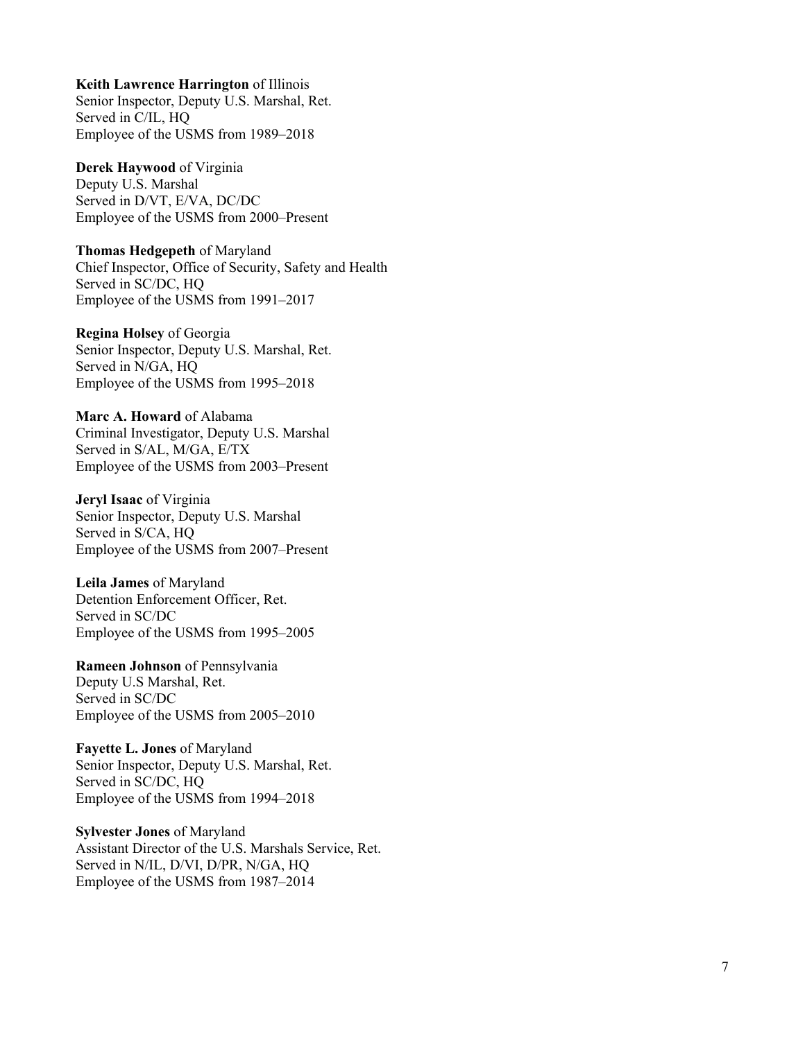**Keith Lawrence Harrington** of Illinois
Senior Inspector, Deputy U.S. Marshal, Ret.
Served in C/IL, HQ
Employee of the USMS from 1989–2018

**Derek Haywood** of Virginia
Deputy U.S. Marshal
Served in D/VT, E/VA, DC/DC
Employee of the USMS from 2000–Present

**Thomas Hedgepeth** of Maryland
Chief Inspector, Office of Security, Safety and Health
Served in SC/DC, HQ
Employee of the USMS from 1991–2017

**Regina Holsey** of Georgia
Senior Inspector, Deputy U.S. Marshal, Ret.
Served in N/GA, HQ
Employee of the USMS from 1995–2018

**Marc A. Howard** of Alabama
Criminal Investigator, Deputy U.S. Marshal
Served in S/AL, M/GA, E/TX
Employee of the USMS from 2003–Present

**Jeryl Isaac** of Virginia
Senior Inspector, Deputy U.S. Marshal
Served in S/CA, HQ
Employee of the USMS from 2007–Present

**Leila James** of Maryland
Detention Enforcement Officer, Ret.
Served in SC/DC
Employee of the USMS from 1995–2005

**Rameen Johnson** of Pennsylvania
Deputy U.S Marshal, Ret.
Served in SC/DC
Employee of the USMS from 2005–2010

**Fayette L. Jones** of Maryland
Senior Inspector, Deputy U.S. Marshal, Ret.
Served in SC/DC, HQ
Employee of the USMS from 1994–2018

**Sylvester Jones** of Maryland
Assistant Director of the U.S. Marshals Service, Ret.
Served in N/IL, D/VI, D/PR, N/GA, HQ
Employee of the USMS from 1987–2014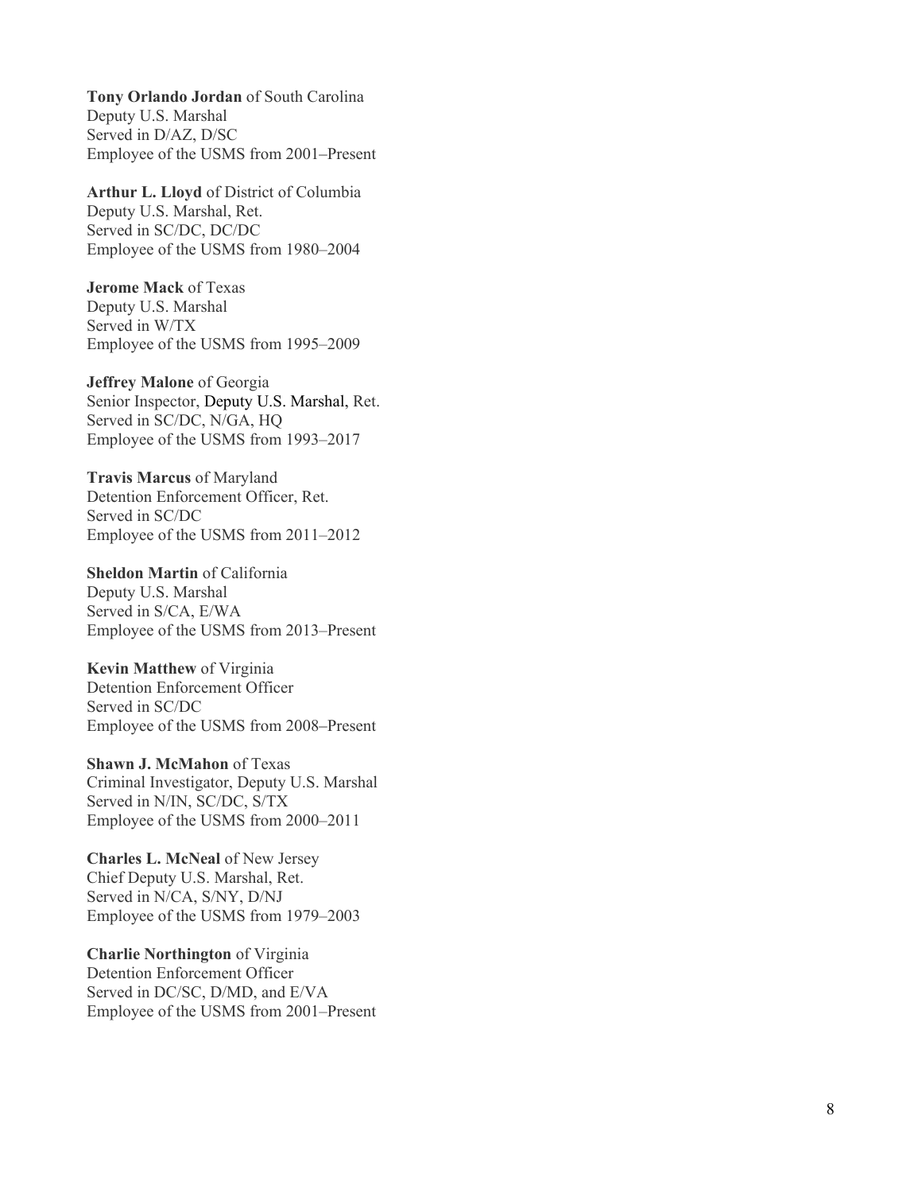**Tony Orlando Jordan** of South Carolina
Deputy U.S. Marshal
Served in D/AZ, D/SC
Employee of the USMS from 2001–Present

**Arthur L. Lloyd** of District of Columbia
Deputy U.S. Marshal, Ret.
Served in SC/DC, DC/DC
Employee of the USMS from 1980–2004

**Jerome Mack** of Texas
Deputy U.S. Marshal
Served in W/TX
Employee of the USMS from 1995–2009

**Jeffrey Malone** of Georgia
Senior Inspector, Deputy U.S. Marshal, Ret.
Served in SC/DC, N/GA, HQ
Employee of the USMS from 1993–2017

**Travis Marcus** of Maryland
Detention Enforcement Officer, Ret.
Served in SC/DC
Employee of the USMS from 2011–2012

**Sheldon Martin** of California
Deputy U.S. Marshal
Served in S/CA, E/WA
Employee of the USMS from 2013–Present

**Kevin Matthew** of Virginia
Detention Enforcement Officer
Served in SC/DC
Employee of the USMS from 2008–Present

**Shawn J. McMahon** of Texas
Criminal Investigator, Deputy U.S. Marshal
Served in N/IN, SC/DC, S/TX
Employee of the USMS from 2000–2011

**Charles L. McNeal** of New Jersey
Chief Deputy U.S. Marshal, Ret.
Served in N/CA, S/NY, D/NJ
Employee of the USMS from 1979–2003

**Charlie Northington** of Virginia
Detention Enforcement Officer
Served in DC/SC, D/MD, and E/VA
Employee of the USMS from 2001–Present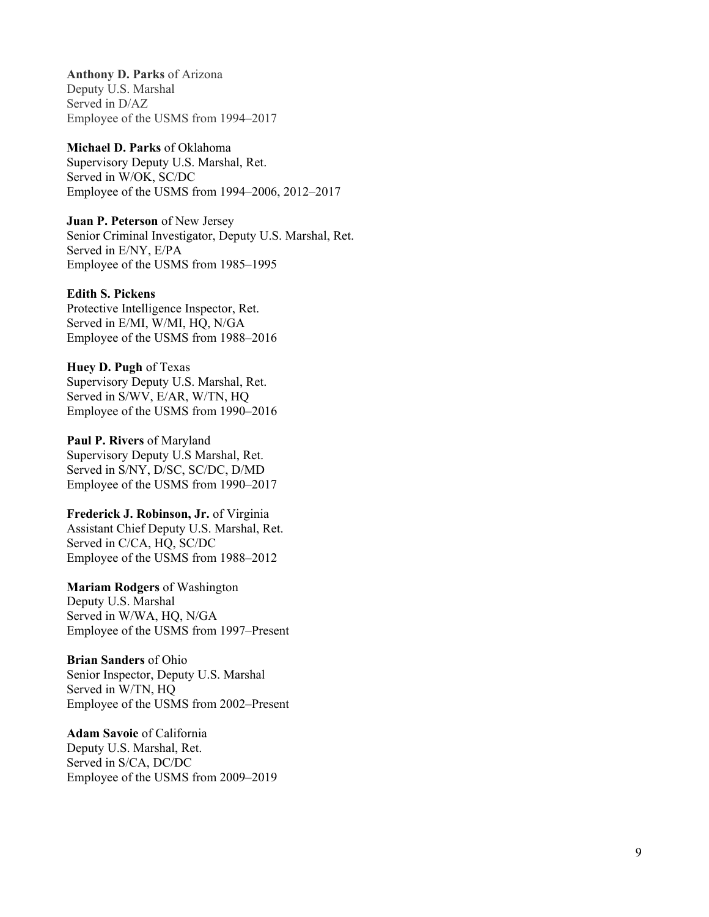**Anthony D. Parks** of Arizona
Deputy U.S. Marshal
Served in D/AZ
Employee of the USMS from 1994–2017

**Michael D. Parks** of Oklahoma
Supervisory Deputy U.S. Marshal, Ret.
Served in W/OK, SC/DC
Employee of the USMS from 1994–2006, 2012–2017

**Juan P. Peterson** of New Jersey
Senior Criminal Investigator, Deputy U.S. Marshal, Ret.
Served in E/NY, E/PA
Employee of the USMS from 1985–1995

**Edith S. Pickens**
Protective Intelligence Inspector, Ret.
Served in E/MI, W/MI, HQ, N/GA
Employee of the USMS from 1988–2016

**Huey D. Pugh** of Texas
Supervisory Deputy U.S. Marshal, Ret.
Served in S/WV, E/AR, W/TN, HQ
Employee of the USMS from 1990–2016

**Paul P. Rivers** of Maryland
Supervisory Deputy U.S Marshal, Ret.
Served in S/NY, D/SC, SC/DC, D/MD
Employee of the USMS from 1990–2017

**Frederick J. Robinson, Jr.** of Virginia
Assistant Chief Deputy U.S. Marshal, Ret.
Served in C/CA, HQ, SC/DC
Employee of the USMS from 1988–2012

**Mariam Rodgers** of Washington
Deputy U.S. Marshal
Served in W/WA, HQ, N/GA
Employee of the USMS from 1997–Present

**Brian Sanders** of Ohio
Senior Inspector, Deputy U.S. Marshal
Served in W/TN, HQ
Employee of the USMS from 2002–Present

**Adam Savoie** of California
Deputy U.S. Marshal, Ret.
Served in S/CA, DC/DC
Employee of the USMS from 2009–2019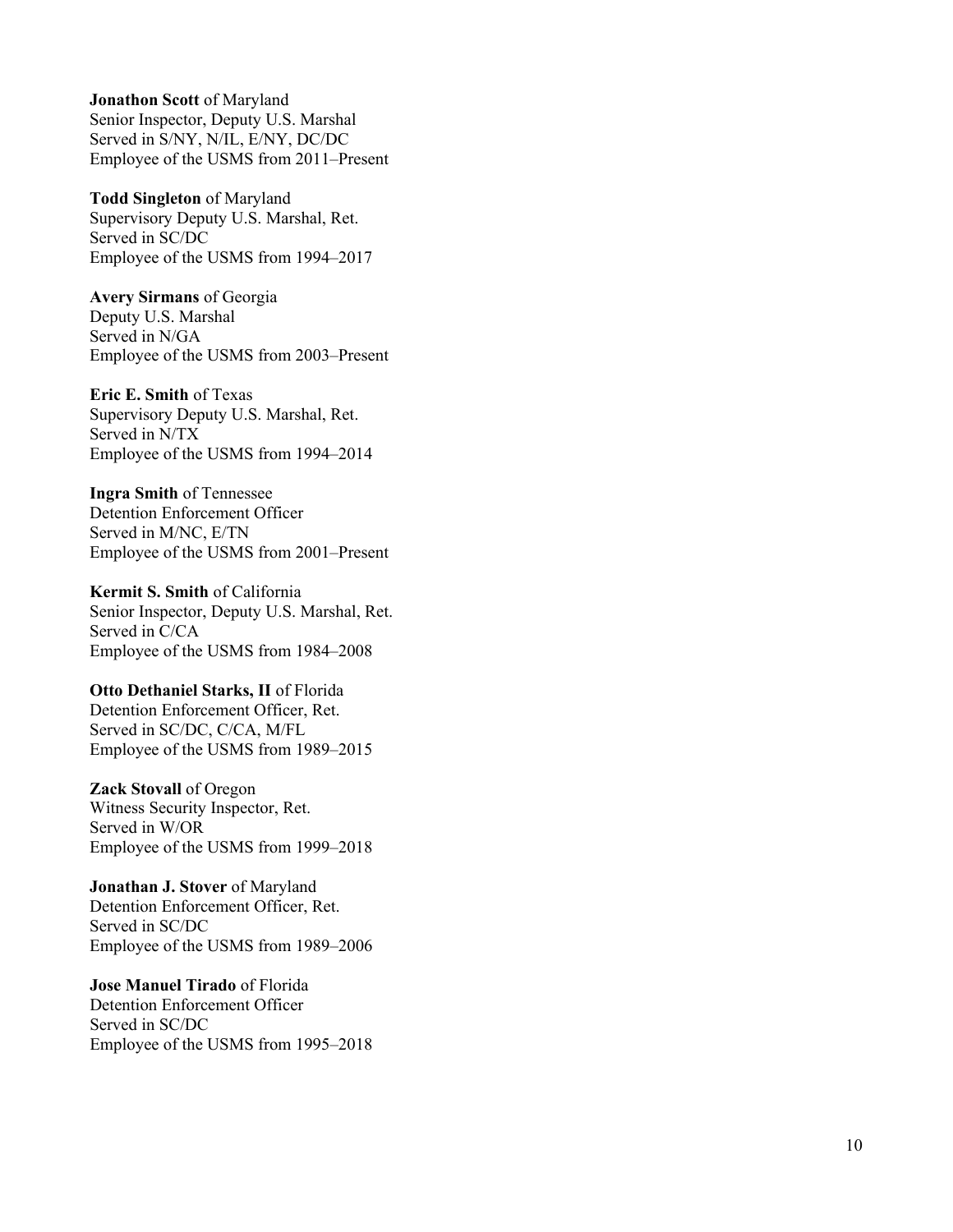**Jonathon Scott** of Maryland
Senior Inspector, Deputy U.S. Marshal
Served in S/NY, N/IL, E/NY, DC/DC
Employee of the USMS from 2011–Present

**Todd Singleton** of Maryland
Supervisory Deputy U.S. Marshal, Ret.
Served in SC/DC
Employee of the USMS from 1994–2017

**Avery Sirmans** of Georgia
Deputy U.S. Marshal
Served in N/GA
Employee of the USMS from 2003–Present

**Eric E. Smith** of Texas
Supervisory Deputy U.S. Marshal, Ret.
Served in N/TX
Employee of the USMS from 1994–2014

**Ingra Smith** of Tennessee
Detention Enforcement Officer
Served in M/NC, E/TN
Employee of the USMS from 2001–Present

**Kermit S. Smith** of California
Senior Inspector, Deputy U.S. Marshal, Ret.
Served in C/CA
Employee of the USMS from 1984–2008

**Otto Dethaniel Starks, II** of Florida
Detention Enforcement Officer, Ret.
Served in SC/DC, C/CA, M/FL
Employee of the USMS from 1989–2015

**Zack Stovall** of Oregon
Witness Security Inspector, Ret.
Served in W/OR
Employee of the USMS from 1999–2018

**Jonathan J. Stover** of Maryland
Detention Enforcement Officer, Ret.
Served in SC/DC
Employee of the USMS from 1989–2006

**Jose Manuel Tirado** of Florida
Detention Enforcement Officer
Served in SC/DC
Employee of the USMS from 1995–2018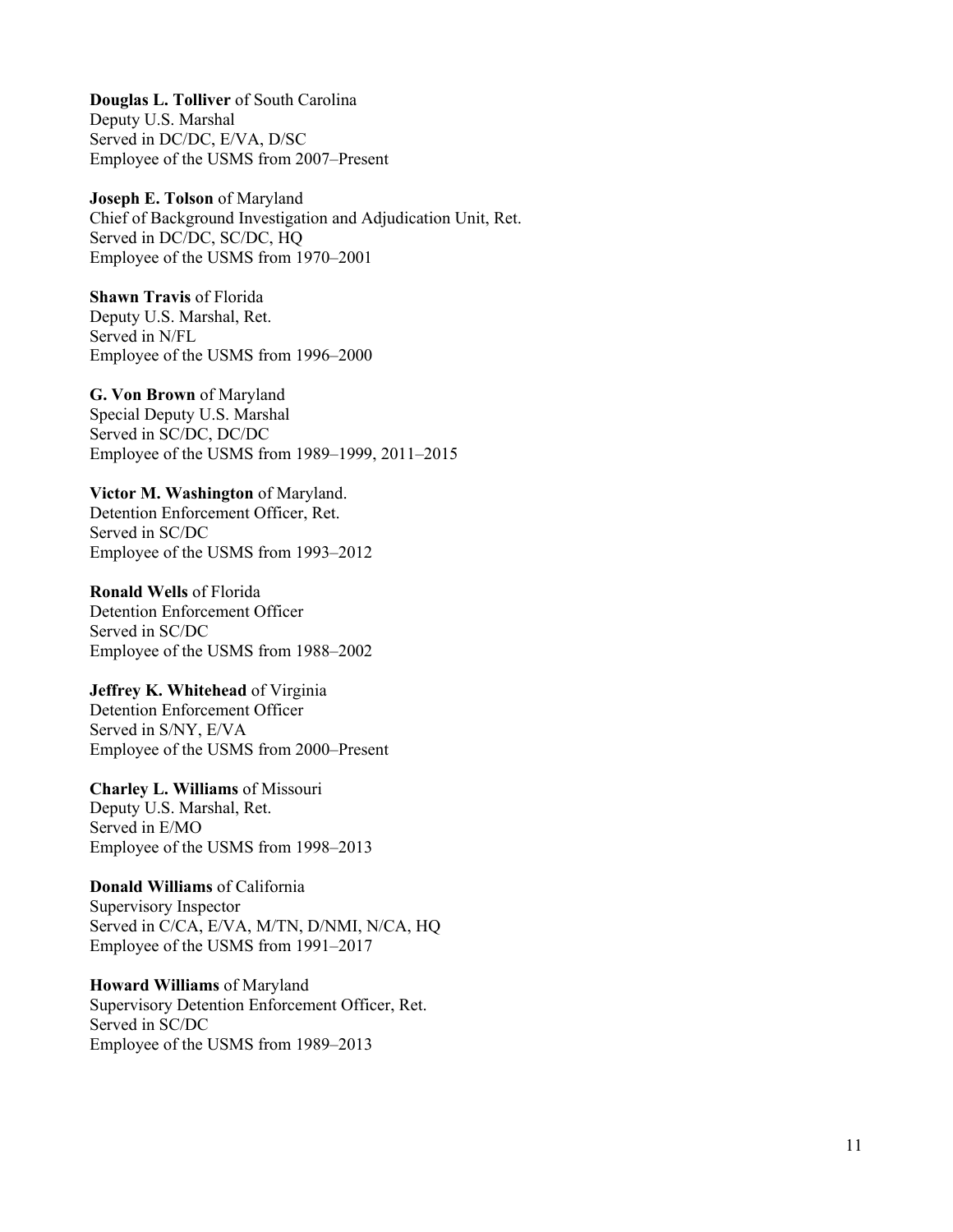**Douglas L. Tolliver** of South Carolina
Deputy U.S. Marshal
Served in DC/DC, E/VA, D/SC
Employee of the USMS from 2007–Present

**Joseph E. Tolson** of Maryland
Chief of Background Investigation and Adjudication Unit, Ret.
Served in DC/DC, SC/DC, HQ
Employee of the USMS from 1970–2001

**Shawn Travis** of Florida
Deputy U.S. Marshal, Ret.
Served in N/FL
Employee of the USMS from 1996–2000

**G. Von Brown** of Maryland
Special Deputy U.S. Marshal
Served in SC/DC, DC/DC
Employee of the USMS from 1989–1999, 2011–2015

**Victor M. Washington** of Maryland.
Detention Enforcement Officer, Ret.
Served in SC/DC
Employee of the USMS from 1993–2012

**Ronald Wells** of Florida
Detention Enforcement Officer
Served in SC/DC
Employee of the USMS from 1988–2002

**Jeffrey K. Whitehead** of Virginia
Detention Enforcement Officer
Served in S/NY, E/VA
Employee of the USMS from 2000–Present

**Charley L. Williams** of Missouri
Deputy U.S. Marshal, Ret.
Served in E/MO
Employee of the USMS from 1998–2013

**Donald Williams** of California
Supervisory Inspector
Served in C/CA, E/VA, M/TN, D/NMI, N/CA, HQ
Employee of the USMS from 1991–2017

**Howard Williams** of Maryland
Supervisory Detention Enforcement Officer, Ret.
Served in SC/DC
Employee of the USMS from 1989–2013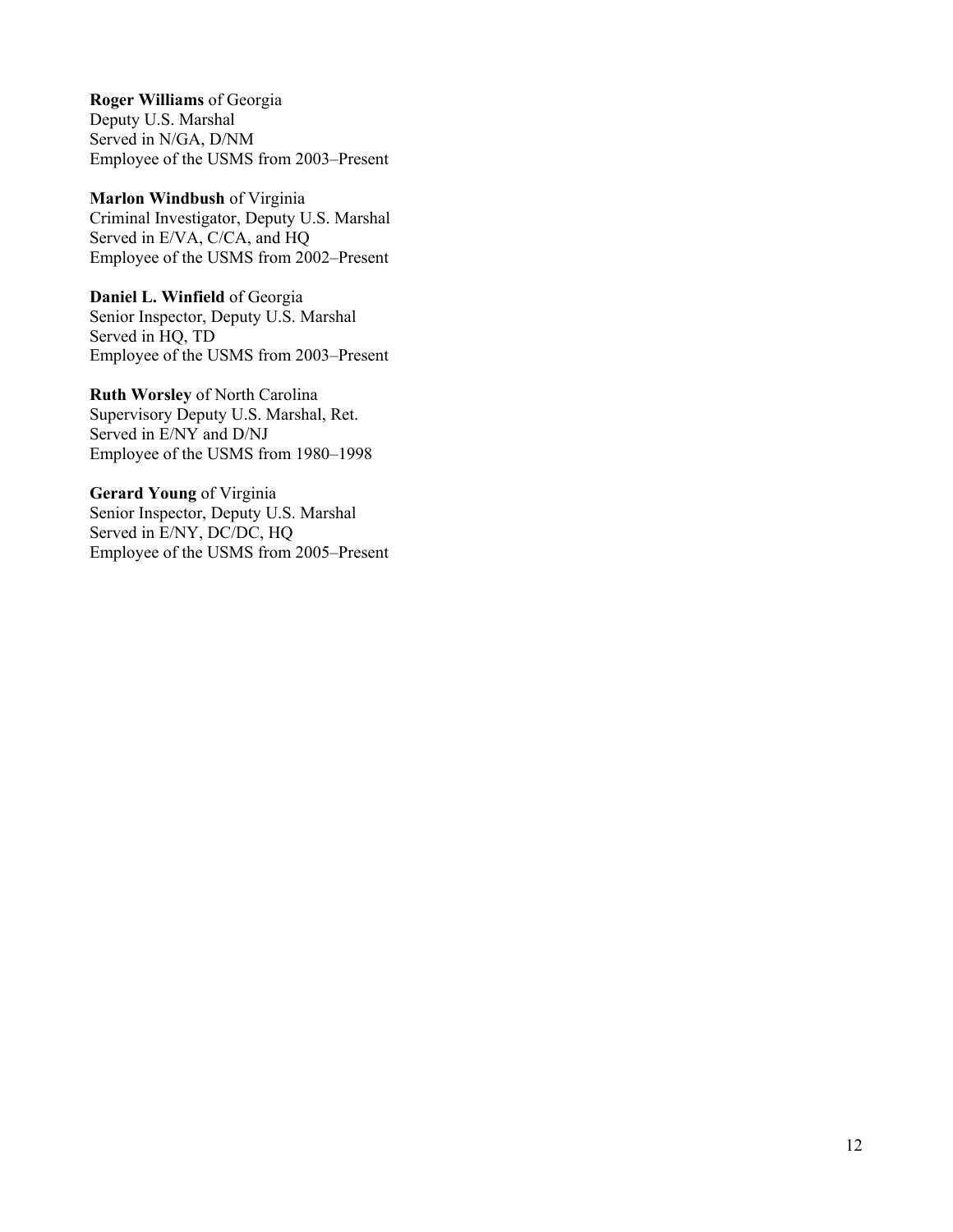**Roger Williams** of Georgia
Deputy U.S. Marshal
Served in N/GA, D/NM
Employee of the USMS from 2003–Present

**Marlon Windbush** of Virginia
Criminal Investigator, Deputy U.S. Marshal
Served in E/VA, C/CA, and HQ
Employee of the USMS from 2002–Present

**Daniel L. Winfield** of Georgia
Senior Inspector, Deputy U.S. Marshal
Served in HQ, TD
Employee of the USMS from 2003–Present

**Ruth Worsley** of North Carolina
Supervisory Deputy U.S. Marshal, Ret.
Served in E/NY and D/NJ
Employee of the USMS from 1980–1998

**Gerard Young** of Virginia
Senior Inspector, Deputy U.S. Marshal
Served in E/NY, DC/DC, HQ
Employee of the USMS from 2005–Present